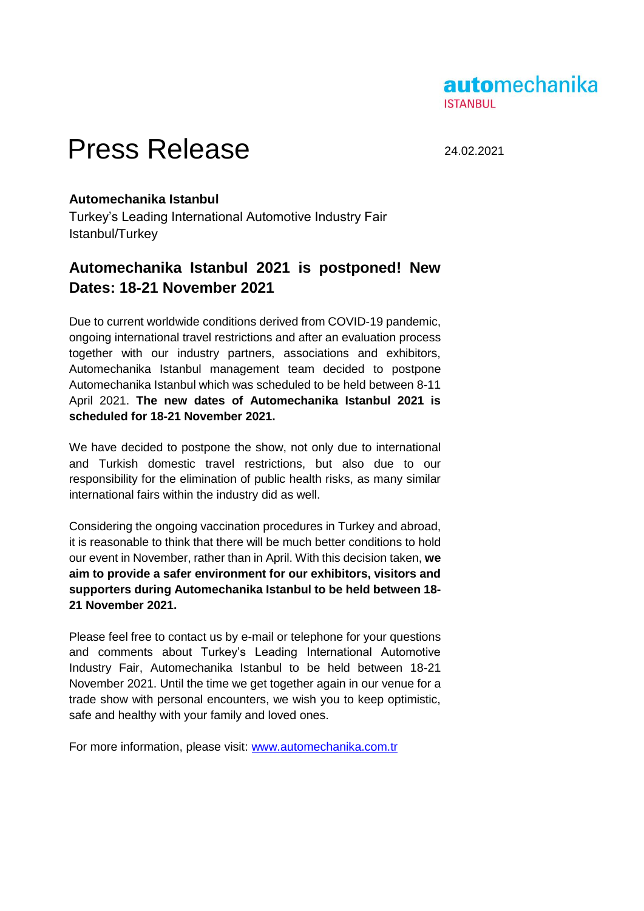automechanika
ISTANBUL

# Press Release

24.02.2021

**Automechanika Istanbul**
Turkey's Leading International Automotive Industry Fair
Istanbul/Turkey

## Automechanika Istanbul 2021 is postponed! New Dates: 18-21 November 2021

Due to current worldwide conditions derived from COVID-19 pandemic, ongoing international travel restrictions and after an evaluation process together with our industry partners, associations and exhibitors, Automechanika Istanbul management team decided to postpone Automechanika Istanbul which was scheduled to be held between 8-11 April 2021. **The new dates of Automechanika Istanbul 2021 is scheduled for 18-21 November 2021.**

We have decided to postpone the show, not only due to international and Turkish domestic travel restrictions, but also due to our responsibility for the elimination of public health risks, as many similar international fairs within the industry did as well.

Considering the ongoing vaccination procedures in Turkey and abroad, it is reasonable to think that there will be much better conditions to hold our event in November, rather than in April. With this decision taken, **we aim to provide a safer environment for our exhibitors, visitors and supporters during Automechanika Istanbul to be held between 18-21 November 2021.**

Please feel free to contact us by e-mail or telephone for your questions and comments about Turkey's Leading International Automotive Industry Fair, Automechanika Istanbul to be held between 18-21 November 2021. Until the time we get together again in our venue for a trade show with personal encounters, we wish you to keep optimistic, safe and healthy with your family and loved ones.

For more information, please visit: www.automechanika.com.tr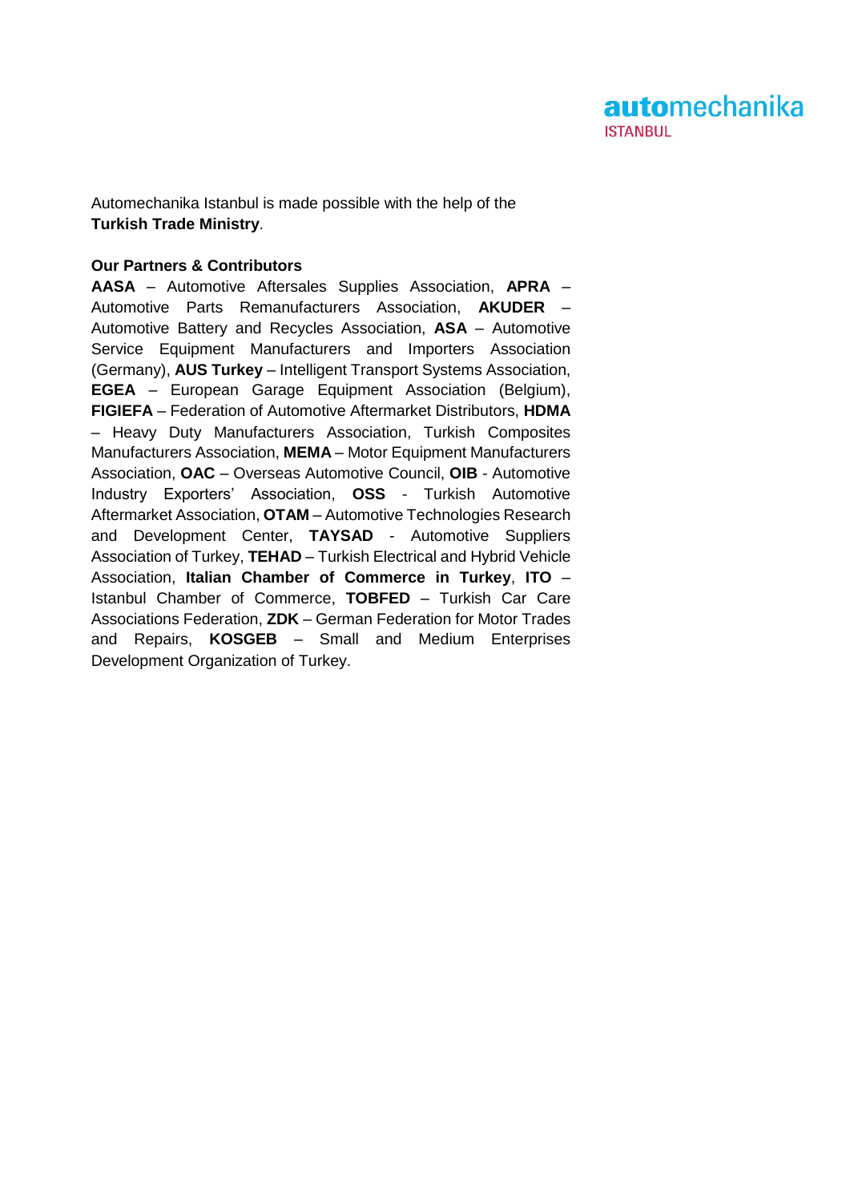Automechanika Istanbul is made possible with the help of the **Turkish Trade Ministry**.

**Our Partners & Contributors**

**AASA** – Automotive Aftersales Supplies Association, **APRA** – Automotive Parts Remanufacturers Association, **AKUDER** – Automotive Battery and Recycles Association, **ASA** – Automotive Service Equipment Manufacturers and Importers Association (Germany), **AUS Turkey** – Intelligent Transport Systems Association, **EGEA** – European Garage Equipment Association (Belgium), **FIGIEFA** – Federation of Automotive Aftermarket Distributors, **HDMA** – Heavy Duty Manufacturers Association, Turkish Composites Manufacturers Association, **MEMA** – Motor Equipment Manufacturers Association, **OAC** – Overseas Automotive Council, **OIB** - Automotive Industry Exporters' Association, **OSS** - Turkish Automotive Aftermarket Association, **OTAM** – Automotive Technologies Research and Development Center, **TAYSAD** - Automotive Suppliers Association of Turkey, **TEHAD** – Turkish Electrical and Hybrid Vehicle Association, **Italian Chamber of Commerce in Turkey**, **ITO** – Istanbul Chamber of Commerce, **TOBFED** – Turkish Car Care Associations Federation, **ZDK** – German Federation for Motor Trades and Repairs, **KOSGEB** – Small and Medium Enterprises Development Organization of Turkey.